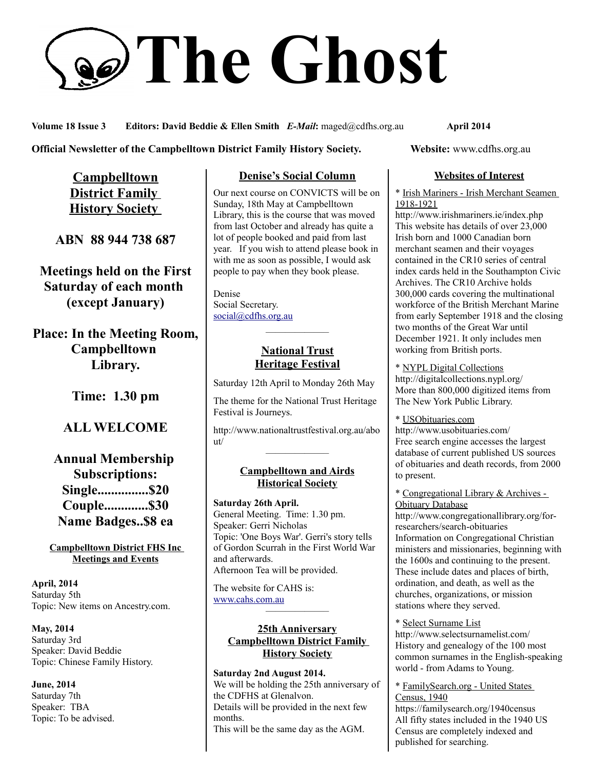# The Ghost

**Volume 18 Issue 3 Editors: David Beddie & Ellen Smith** ***E-Mail*****:** maged@cdfhs.org.au **April 2014**

**Official Newsletter of the Campbelltown District Family History Society. Website:** www.cdfhs.org.au

## Campbelltown District Family History Society

**ABN 88 944 738 687**

**Meetings held on the First Saturday of each month (except January)**

**Place: In the Meeting Room, Campbelltown Library.**

**Time: 1.30 pm**

**ALL WELCOME**

**Annual Membership Subscriptions:**
**Single...............$20**
**Couple.............$30**
**Name Badges..$8 ea**

### Campbelltown District FHS Inc Meetings and Events

**April, 2014**
Saturday 5th
Topic: New items on Ancestry.com.

**May, 2014**
Saturday 3rd
Speaker: David Beddie
Topic: Chinese Family History.

**June, 2014**
Saturday 7th
Speaker: TBA
Topic: To be advised.

## Denise's Social Column

Our next course on CONVICTS will be on Sunday, 18th May at Campbelltown Library, this is the course that was moved from last October and already has quite a lot of people booked and paid from last year. If you wish to attend please book in with me as soon as possible, I would ask people to pay when they book please.

Denise
Social Secretary.
social@cdfhs.org.au

---

## National Trust Heritage Festival

Saturday 12th April to Monday 26th May

The theme for the National Trust Heritage Festival is Journeys.

http://www.nationaltrustfestival.org.au/about/

---

## Campbelltown and Airds Historical Society

**Saturday 26th April.**
General Meeting. Time: 1.30 pm.
Speaker: Gerri Nicholas
Topic: 'One Boys War'. Gerri's story tells of Gordon Scurrah in the First World War and afterwards.
Afternoon Tea will be provided.

The website for CAHS is: www.cahs.com.au

---

## 25th Anniversary Campbelltown District Family History Society

**Saturday 2nd August 2014.**
We will be holding the 25th anniversary of the CDFHS at Glenalvon.
Details will be provided in the next few months.
This will be the same day as the AGM.

## Websites of Interest

* Irish Mariners - Irish Merchant Seamen 1918-1921
http://www.irishmariners.ie/index.php
This website has details of over 23,000 Irish born and 1000 Canadian born merchant seamen and their voyages contained in the CR10 series of central index cards held in the Southampton Civic Archives. The CR10 Archive holds 300,000 cards covering the multinational workforce of the British Merchant Marine from early September 1918 and the closing two months of the Great War until December 1921. It only includes men working from British ports.

* NYPL Digital Collections
http://digitalcollections.nypl.org/
More than 800,000 digitized items from The New York Public Library.

* USObituaries.com
http://www.usobituaries.com/
Free search engine accesses the largest database of current published US sources of obituaries and death records, from 2000 to present.

* Congregational Library & Archives - Obituary Database
http://www.congregationallibrary.org/for-researchers/search-obituaries
Information on Congregational Christian ministers and missionaries, beginning with the 1600s and continuing to the present. These include dates and places of birth, ordination, and death, as well as the churches, organizations, or mission stations where they served.

* Select Surname List
http://www.selectsurnamelist.com/
History and genealogy of the 100 most common surnames in the English-speaking world - from Adams to Young.

* FamilySearch.org - United States Census, 1940
https://familysearch.org/1940census
All fifty states included in the 1940 US Census are completely indexed and published for searching.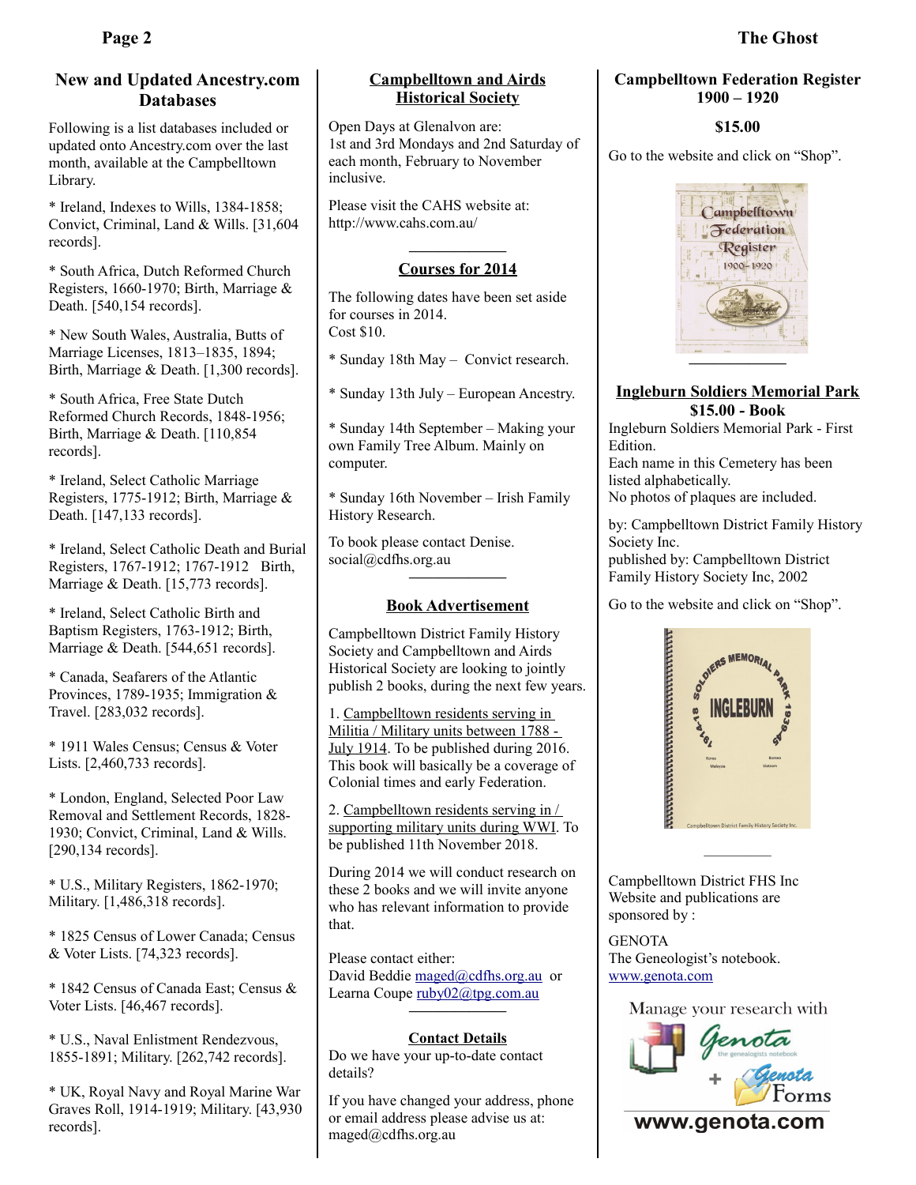## New and Updated Ancestry.com Databases

Following is a list databases included or updated onto Ancestry.com over the last month, available at the Campbelltown Library.

* Ireland, Indexes to Wills, 1384-1858; Convict, Criminal, Land & Wills. [31,604 records].

* South Africa, Dutch Reformed Church Registers, 1660-1970; Birth, Marriage & Death. [540,154 records].

* New South Wales, Australia, Butts of Marriage Licenses, 1813–1835, 1894; Birth, Marriage & Death. [1,300 records].

* South Africa, Free State Dutch Reformed Church Records, 1848-1956; Birth, Marriage & Death. [110,854 records].

* Ireland, Select Catholic Marriage Registers, 1775-1912; Birth, Marriage & Death. [147,133 records].

* Ireland, Select Catholic Death and Burial Registers, 1767-1912; 1767-1912 Birth, Marriage & Death. [15,773 records].

* Ireland, Select Catholic Birth and Baptism Registers, 1763-1912; Birth, Marriage & Death. [544,651 records].

* Canada, Seafarers of the Atlantic Provinces, 1789-1935; Immigration & Travel. [283,032 records].

* 1911 Wales Census; Census & Voter Lists. [2,460,733 records].

* London, England, Selected Poor Law Removal and Settlement Records, 1828-1930; Convict, Criminal, Land & Wills. [290,134 records].

* U.S., Military Registers, 1862-1970; Military. [1,486,318 records].

* 1825 Census of Lower Canada; Census & Voter Lists. [74,323 records].

* 1842 Census of Canada East; Census & Voter Lists. [46,467 records].

* U.S., Naval Enlistment Rendezvous, 1855-1891; Military. [262,742 records].

* UK, Royal Navy and Royal Marine War Graves Roll, 1914-1919; Military. [43,930 records].

## Campbelltown and Airds Historical Society

Open Days at Glenalvon are:
1st and 3rd Mondays and 2nd Saturday of each month, February to November inclusive.

Please visit the CAHS website at:
http://www.cahs.com.au/

## Courses for 2014

The following dates have been set aside for courses in 2014.
Cost $10.

* Sunday 18th May – Convict research.

* Sunday 13th July – European Ancestry.

* Sunday 14th September – Making your own Family Tree Album. Mainly on computer.

* Sunday 16th November – Irish Family History Research.

To book please contact Denise.
social@cdfhs.org.au

## Book Advertisement

Campbelltown District Family History Society and Campbelltown and Airds Historical Society are looking to jointly publish 2 books, during the next few years.

1. Campbelltown residents serving in Militia / Military units between 1788 - July 1914. To be published during 2016. This book will basically be a coverage of Colonial times and early Federation.

2. Campbelltown residents serving in / supporting military units during WWI. To be published 11th November 2018.

During 2014 we will conduct research on these 2 books and we will invite anyone who has relevant information to provide that.

Please contact either:
David Beddie maged@cdfhs.org.au or
Learna Coupe ruby02@tpg.com.au

## Contact Details

Do we have your up-to-date contact details?

If you have changed your address, phone or email address please advise us at:
maged@cdfhs.org.au

## Campbelltown Federation Register 1900 – 1920

**$15.00**

Go to the website and click on "Shop".

## Ingleburn Soldiers Memorial Park

**$15.00 - Book**

Ingleburn Soldiers Memorial Park - First Edition.
Each name in this Cemetery has been listed alphabetically.
No photos of plaques are included.

by: Campbelltown District Family History Society Inc.
published by: Campbelltown District Family History Society Inc, 2002

Go to the website and click on "Shop".

Campbelltown District FHS Inc Website and publications are sponsored by :

GENOTA
The Geneologist's notebook.
www.genota.com

Manage your research with Genota the genealogists notebook + Genota Forms
www.genota.com